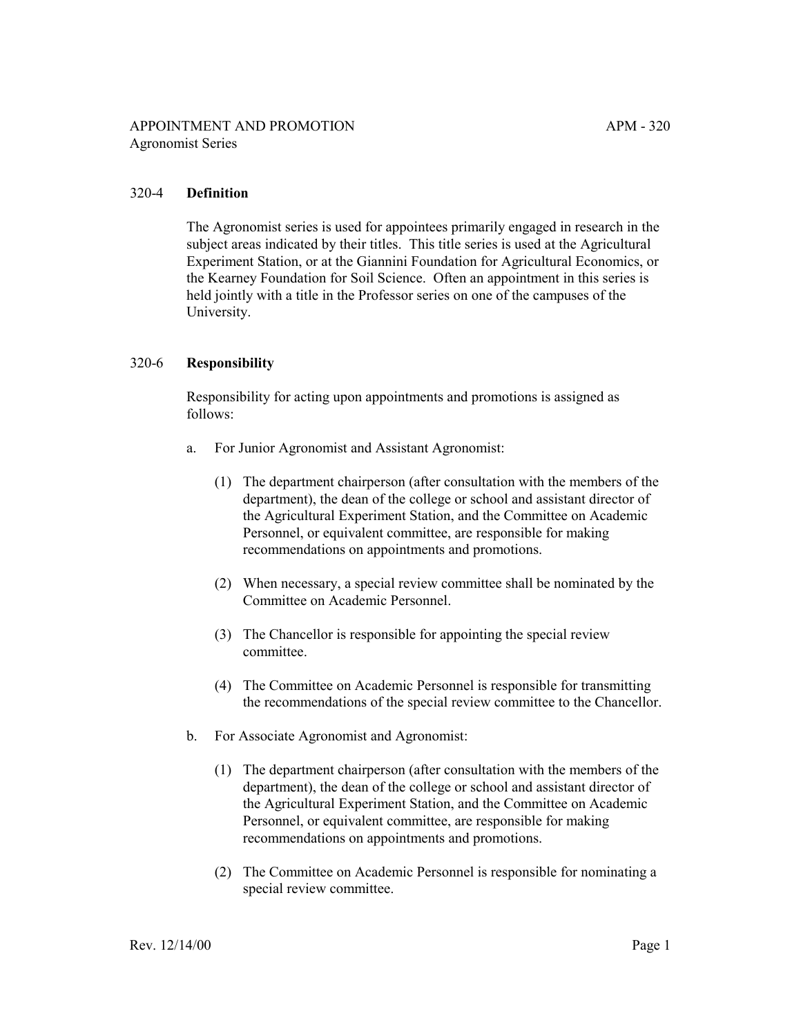APPOINTMENT AND PROMOTION
Agronomist Series

## 320-4 **Definition**

The Agronomist series is used for appointees primarily engaged in research in the subject areas indicated by their titles. This title series is used at the Agricultural Experiment Station, or at the Giannini Foundation for Agricultural Economics, or the Kearney Foundation for Soil Science. Often an appointment in this series is held jointly with a title in the Professor series on one of the campuses of the University.

## 320-6 **Responsibility**

Responsibility for acting upon appointments and promotions is assigned as follows:

a. For Junior Agronomist and Assistant Agronomist:

   (1) The department chairperson (after consultation with the members of the department), the dean of the college or school and assistant director of the Agricultural Experiment Station, and the Committee on Academic Personnel, or equivalent committee, are responsible for making recommendations on appointments and promotions.

   (2) When necessary, a special review committee shall be nominated by the Committee on Academic Personnel.

   (3) The Chancellor is responsible for appointing the special review committee.

   (4) The Committee on Academic Personnel is responsible for transmitting the recommendations of the special review committee to the Chancellor.

b. For Associate Agronomist and Agronomist:

   (1) The department chairperson (after consultation with the members of the department), the dean of the college or school and assistant director of the Agricultural Experiment Station, and the Committee on Academic Personnel, or equivalent committee, are responsible for making recommendations on appointments and promotions.

   (2) The Committee on Academic Personnel is responsible for nominating a special review committee.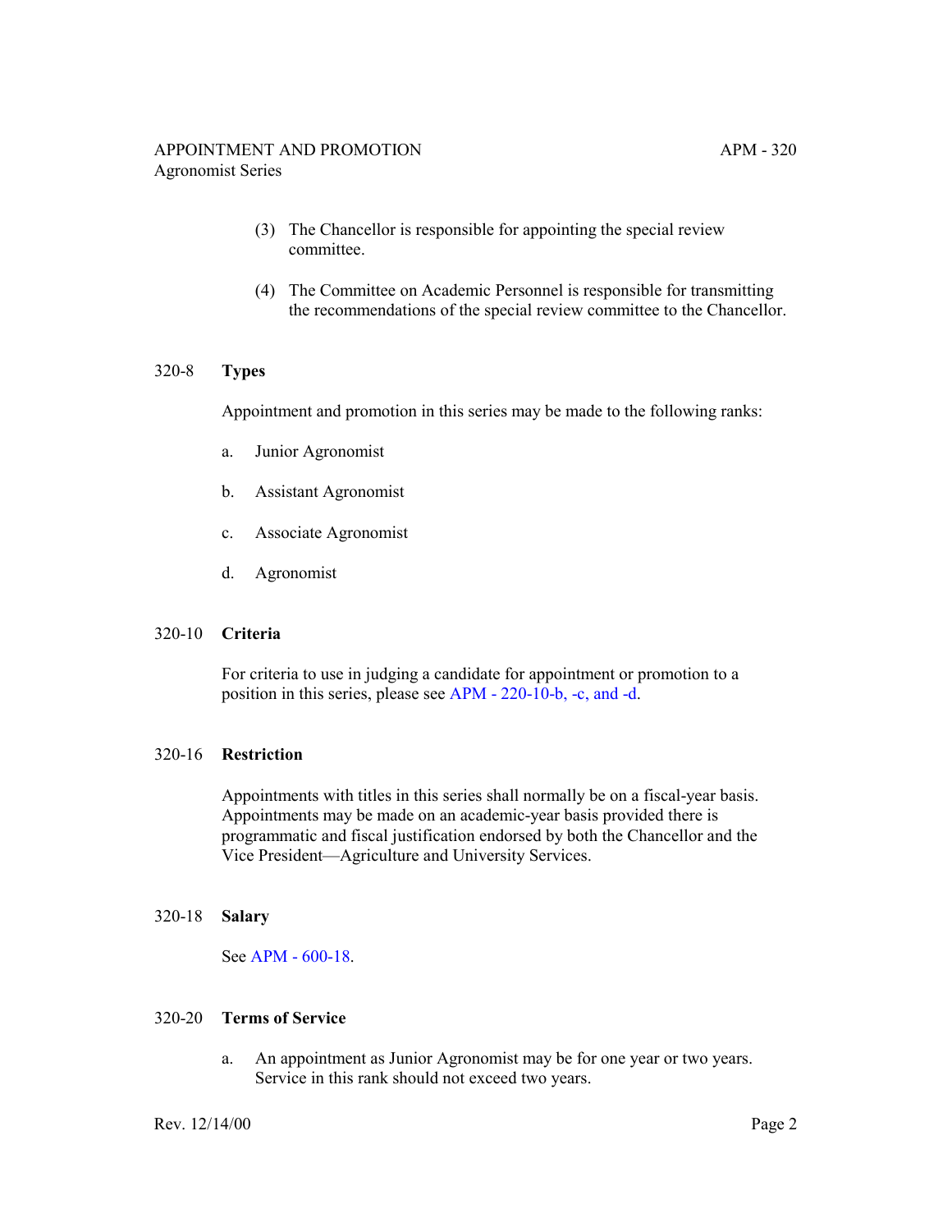(3) The Chancellor is responsible for appointing the special review committee.

(4) The Committee on Academic Personnel is responsible for transmitting the recommendations of the special review committee to the Chancellor.

## 320-8 Types

Appointment and promotion in this series may be made to the following ranks:

a. Junior Agronomist

b. Assistant Agronomist

c. Associate Agronomist

d. Agronomist

## 320-10 Criteria

For criteria to use in judging a candidate for appointment or promotion to a position in this series, please see APM - 220-10-b, -c, and -d.

## 320-16 Restriction

Appointments with titles in this series shall normally be on a fiscal-year basis. Appointments may be made on an academic-year basis provided there is programmatic and fiscal justification endorsed by both the Chancellor and the Vice President—Agriculture and University Services.

## 320-18 Salary

See APM - 600-18.

## 320-20 Terms of Service

a. An appointment as Junior Agronomist may be for one year or two years. Service in this rank should not exceed two years.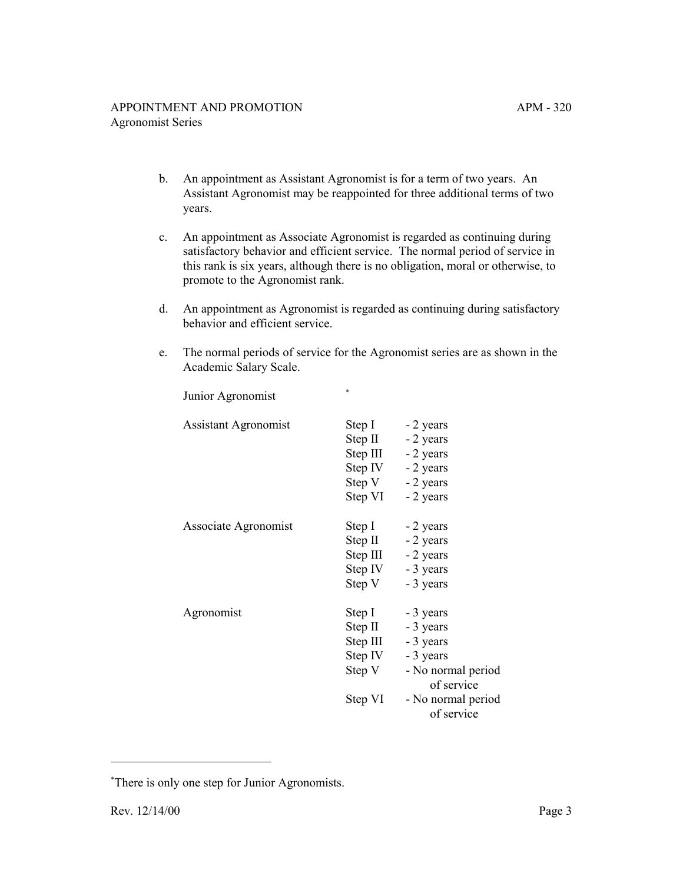b. An appointment as Assistant Agronomist is for a term of two years. An Assistant Agronomist may be reappointed for three additional terms of two years.

c. An appointment as Associate Agronomist is regarded as continuing during satisfactory behavior and efficient service. The normal period of service in this rank is six years, although there is no obligation, moral or otherwise, to promote to the Agronomist rank.

d. An appointment as Agronomist is regarded as continuing during satisfactory behavior and efficient service.

e. The normal periods of service for the Agronomist series are as shown in the Academic Salary Scale.

| | | |
|---|---|---|
| Junior Agronomist | * | |
| Assistant Agronomist | Step I | - 2 years |
| | Step II | - 2 years |
| | Step III | - 2 years |
| | Step IV | - 2 years |
| | Step V | - 2 years |
| | Step VI | - 2 years |
| Associate Agronomist | Step I | - 2 years |
| | Step II | - 2 years |
| | Step III | - 2 years |
| | Step IV | - 3 years |
| | Step V | - 3 years |
| Agronomist | Step I | - 3 years |
| | Step II | - 3 years |
| | Step III | - 3 years |
| | Step IV | - 3 years |
| | Step V | - No normal period of service |
| | Step VI | - No normal period of service |

*There is only one step for Junior Agronomists.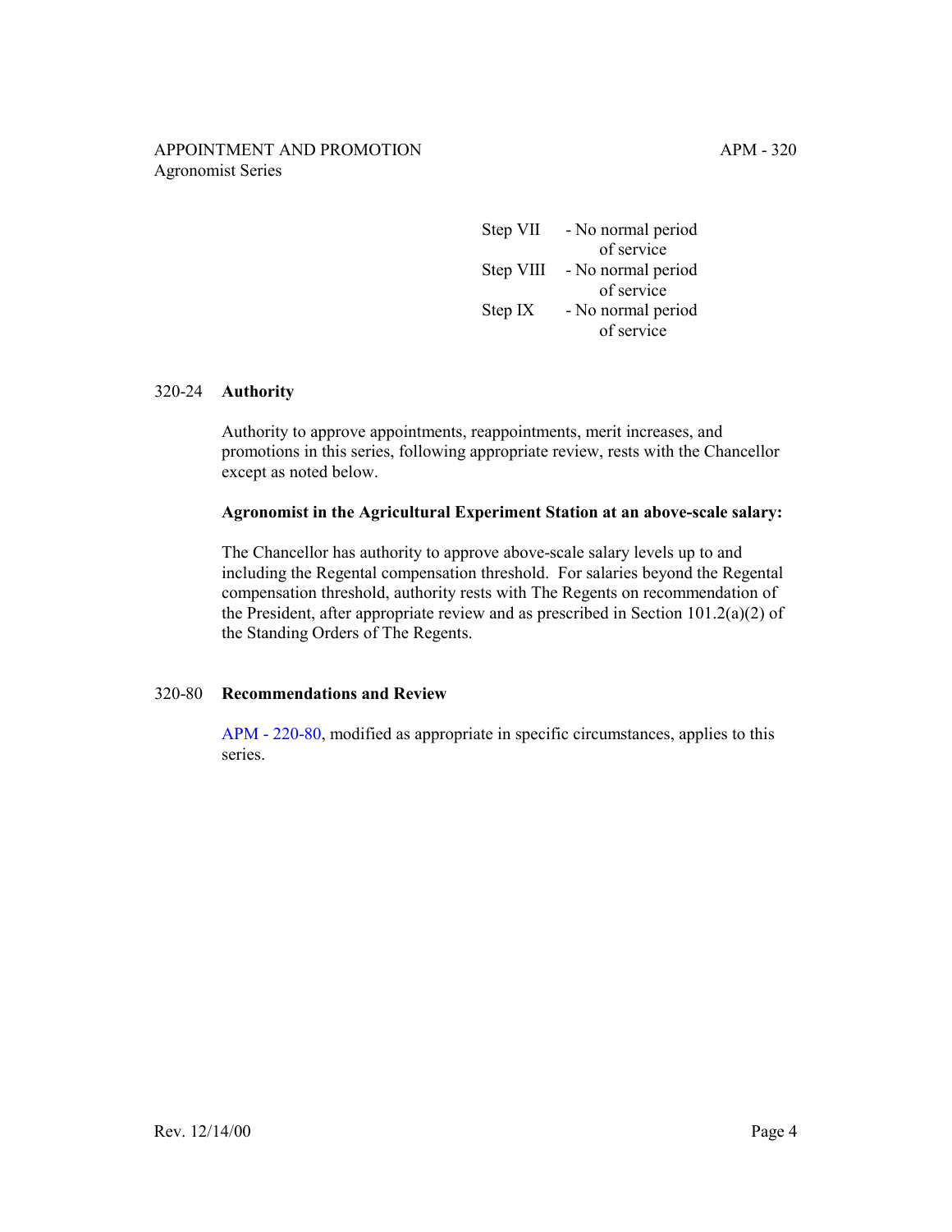| | |
|---|---|
| Step VII | - No normal period of service |
| Step VIII | - No normal period of service |
| Step IX | - No normal period of service |

## 320-24 Authority

Authority to approve appointments, reappointments, merit increases, and promotions in this series, following appropriate review, rests with the Chancellor except as noted below.

**Agronomist in the Agricultural Experiment Station at an above-scale salary:**

The Chancellor has authority to approve above-scale salary levels up to and including the Regental compensation threshold. For salaries beyond the Regental compensation threshold, authority rests with The Regents on recommendation of the President, after appropriate review and as prescribed in Section 101.2(a)(2) of the Standing Orders of The Regents.

## 320-80 Recommendations and Review

APM - 220-80, modified as appropriate in specific circumstances, applies to this series.